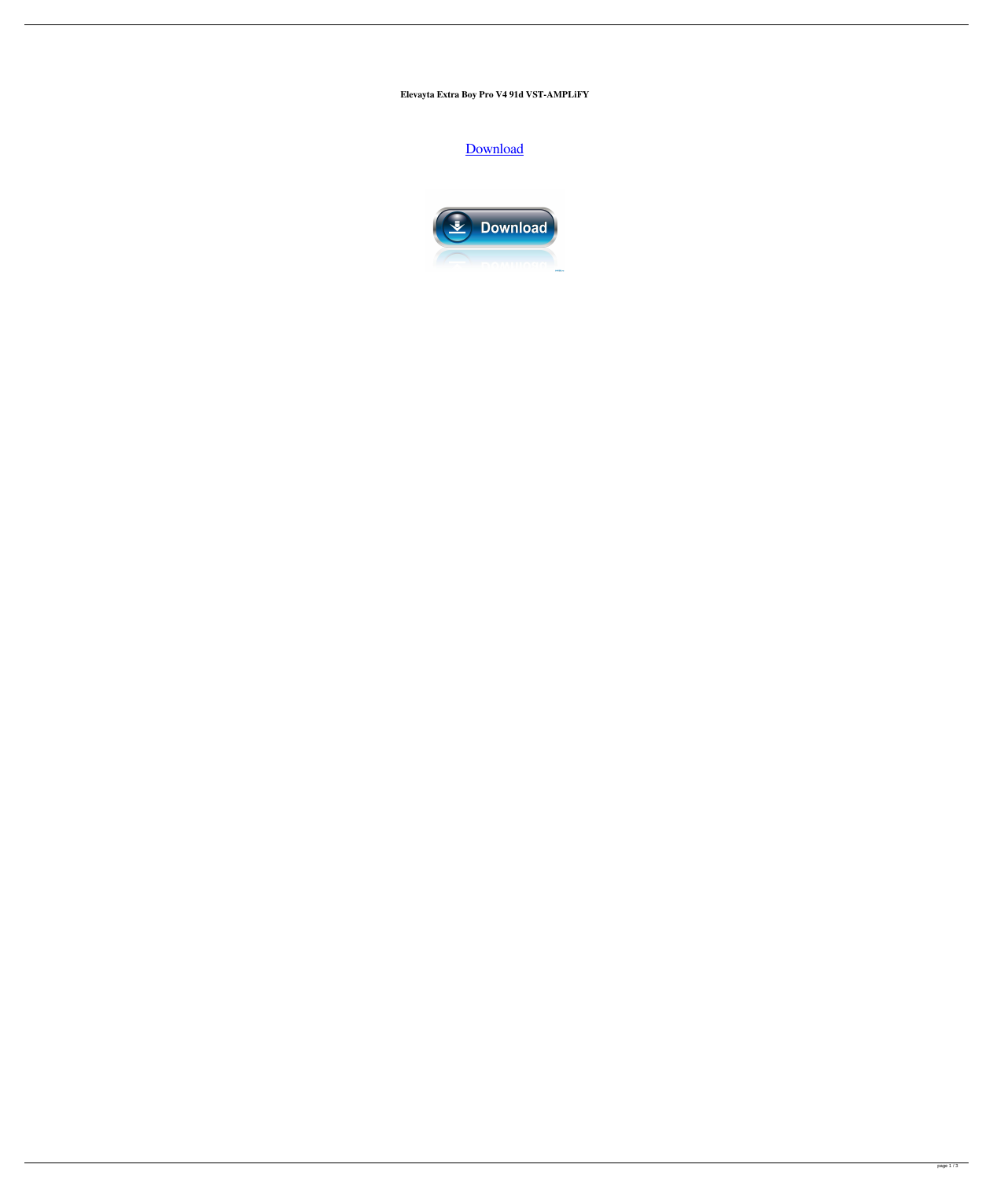**Elevayta Extra Boy Pro V4 91d VST-AMPLiFY**

Download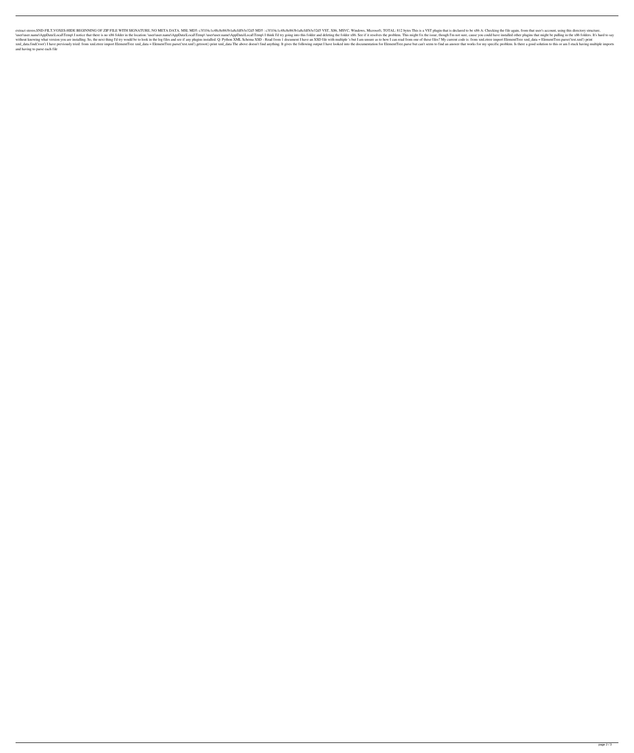extract stereo,SND-FILT,VOXES-HIDE BEGINNING OF ZIP FILE WITH SIGNATURE, NO META DATA. MSI. MD5: c3f1f4c1c48c8e863b1a8cfdfb3e32d5 MD5 : c3f1f4c1c48c8e863b1a8cfdfb3e32d5 VST, X86, MSVC, Windows, Microsoft, TOTAL: 812 bytes This is a VST plugin that is declared to be x86 A: Checking the file again, from that user's account, using this directory structure, \user\user.name\AppData\Local\Temp\ I notice that there is no x86 folder in the location: \user\user.name\AppData\Local\Temp\ \user\user.name\AppData\Local\Temp\ I think I'd try going into this folder and deleting the folder x86. See if it resolves the problem. This might fix the issue, though I'm not sure, cause you could have installed other plugins that might be pulling in the x86 folders. It's hard to say without knowing what version you are installing. So, the next thing I'd try would be to look in the log files and see if any plugins installed. Q: Python XML Schema XSD - Read from 1 document I have an XSD file with multiple 's but I am unsure as to how I can read from one of these files? My current code is: from xml.etree import ElementTree xml_data = ElementTree.parse('test.xml') print xml_data.find('root') I have previously tried: from xml.etree import ElementTree xml_data = ElementTree.parse('test.xml').getroot() print xml_data The above doesn't find anything. It gives the following output I have looked into the documentation for ElementTree.parse but can't seem to find an answer that works for my specific problem. Is there a good solution to this or am I stuck having multiple imports and having to parse each file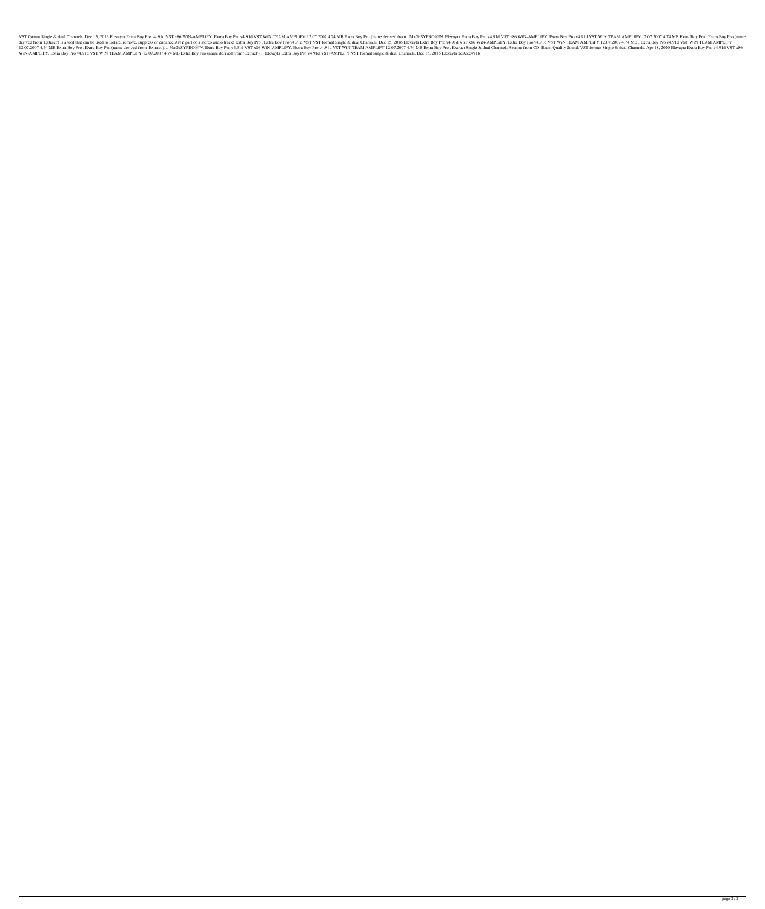VST format Single & dual Channels. Dec 15, 2016 Elevayta Extra Boy Pro v4.91d VST x86 WiN-AMPLiFY. Extra Boy Pro v4.91d VST WiN TEAM AMPLiFY 12.07.2007 4.74 MB Extra Boy Pro (name derived from . MaGeSYPRO®™. Elevayta Extra Boy Pro v4.91d VST x86 WiN-AMPLiFY. Extra Boy Pro v4.91d VST WiN TEAM AMPLiFY 12.07.2007 4.74 MB Extra Boy Pro . Extra Boy Pro (name derived from 'Extract') is a tool that can be used to isolate, remove, suppress or enhance ANY part of a stereo audio track! Extra Boy Pro . Extra Boy Pro v4.91d VST VST format Single & dual Channels. Dec 15, 2016 Elevayta Extra Boy Pro v4.91d VST x86 WiN-AMPLiFY. Extra Boy Pro v4.91d VST WiN TEAM AMPLiFY 12.07.2007 4.74 MB . Extra Boy Pro v4.91d VST WiN TEAM AMPLiFY 12.07.2007 4.74 MB Extra Boy Pro . Extra Boy Pro (name derived from 'Extract')… MaGeSYPRO®™. Extra Boy Pro v4.91d VST x86 WiN-AMPLiFY. Extra Boy Pro v4.91d VST WiN TEAM AMPLiFY 12.07.2007 4.74 MB Extra Boy Pro . Extract Single & dual Channels Restore from CD, Exact Quality Sound. VST format Single & dual Channels. Apr 18, 2020 Elevayta Extra Boy Pro v4.91d VST x86 WiN-AMPLiFY. Extra Boy Pro v4.91d VST WiN TEAM AMPLiFY 12.07.2007 4.74 MB Extra Boy Pro (name derived from 'Extract')… Elevayta Extra Boy Pro v4 91d VST-AMPLiFY VST format Single & dual Channels. Dec 15, 2016 Elevayta 2d92ce491b